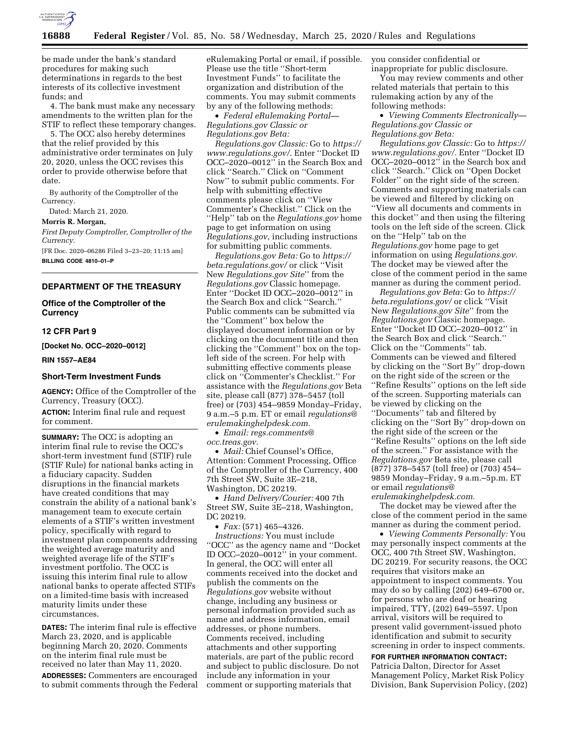be made under the bank's standard procedures for making such determinations in regards to the best interests of its collective investment funds; and

4. The bank must make any necessary amendments to the written plan for the STIF to reflect these temporary changes.

5. The OCC also hereby determines that the relief provided by this administrative order terminates on July 20, 2020, unless the OCC revises this order to provide otherwise before that date.

By authority of the Comptroller of the Currency.

Dated: March 21, 2020.

**Morris R. Morgan,**

*First Deputy Comptroller, Comptroller of the Currency.*

[FR Doc. 2020–06286 Filed 3–23–20; 11:15 am]

**BILLING CODE 4810–01–P**

## DEPARTMENT OF THE TREASURY

### Office of the Comptroller of the Currency

### 12 CFR Part 9

**[Docket No. OCC–2020–0012]**

**RIN 1557–AE84**

### Short-Term Investment Funds

**AGENCY:** Office of the Comptroller of the Currency, Treasury (OCC).

**ACTION:** Interim final rule and request for comment.

**SUMMARY:** The OCC is adopting an interim final rule to revise the OCC's short-term investment fund (STIF) rule (STIF Rule) for national banks acting in a fiduciary capacity. Sudden disruptions in the financial markets have created conditions that may constrain the ability of a national bank's management team to execute certain elements of a STIF's written investment policy, specifically with regard to investment plan components addressing the weighted average maturity and weighted average life of the STIF's investment portfolio. The OCC is issuing this interim final rule to allow national banks to operate affected STIFs on a limited-time basis with increased maturity limits under these circumstances.

**DATES:** The interim final rule is effective March 23, 2020, and is applicable beginning March 20, 2020. Comments on the interim final rule must be received no later than May 11, 2020.

**ADDRESSES:** Commenters are encouraged to submit comments through the Federal eRulemaking Portal or email, if possible. Please use the title ''Short-term Investment Funds'' to facilitate the organization and distribution of the comments. You may submit comments by any of the following methods:

- *Federal eRulemaking Portal— Regulations.gov Classic or Regulations.gov Beta:*

*Regulations.gov Classic:* Go to *https://www.regulations.gov/*. Enter ''Docket ID OCC–2020–0012'' in the Search Box and click ''Search.'' Click on ''Comment Now'' to submit public comments. For help with submitting effective comments please click on ''View Commenter's Checklist.'' Click on the ''Help'' tab on the *Regulations.gov* home page to get information on using *Regulations.gov*, including instructions for submitting public comments.

*Regulations.gov Beta:* Go to *https://beta.regulations.gov/* or click ''Visit New *Regulations.gov Site*'' from the *Regulations.gov* Classic homepage. Enter ''Docket ID OCC–2020–0012'' in the Search Box and click ''Search.'' Public comments can be submitted via the ''Comment'' box below the displayed document information or by clicking on the document title and then clicking the ''Comment'' box on the top-left side of the screen. For help with submitting effective comments please click on ''Commenter's Checklist.'' For assistance with the *Regulations.gov* Beta site, please call (877) 378–5457 (toll free) or (703) 454–9859 Monday–Friday, 9 a.m.–5 p.m. ET or email *regulations@erulemakinghelpdesk.com.*

- *Email: regs.comments@occ.treas.gov.*
- *Mail:* Chief Counsel's Office, Attention: Comment Processing, Office of the Comptroller of the Currency, 400 7th Street SW, Suite 3E–218, Washington, DC 20219.
- *Hand Delivery/Courier:* 400 7th Street SW, Suite 3E–218, Washington, DC 20219.
- *Fax:* (571) 465–4326.

*Instructions:* You must include ''OCC'' as the agency name and ''Docket ID OCC–2020–0012'' in your comment. In general, the OCC will enter all comments received into the docket and publish the comments on the *Regulations.gov* website without change, including any business or personal information provided such as name and address information, email addresses, or phone numbers. Comments received, including attachments and other supporting materials, are part of the public record and subject to public disclosure. Do not include any information in your comment or supporting materials that you consider confidential or inappropriate for public disclosure.

You may review comments and other related materials that pertain to this rulemaking action by any of the following methods:

- *Viewing Comments Electronically— Regulations.gov Classic or Regulations.gov Beta:*

*Regulations.gov Classic:* Go to *https://www.regulations.gov/*. Enter ''Docket ID OCC–2020–0012'' in the Search box and click ''Search.'' Click on ''Open Docket Folder'' on the right side of the screen. Comments and supporting materials can be viewed and filtered by clicking on ''View all documents and comments in this docket'' and then using the filtering tools on the left side of the screen. Click on the ''Help'' tab on the *Regulations.gov* home page to get information on using *Regulations.gov*. The docket may be viewed after the close of the comment period in the same manner as during the comment period.

*Regulations.gov Beta:* Go to *https://beta.regulations.gov/* or click ''Visit New *Regulations.gov Site*'' from the *Regulations.gov* Classic homepage. Enter ''Docket ID OCC–2020–0012'' in the Search Box and click ''Search.'' Click on the ''Comments'' tab. Comments can be viewed and filtered by clicking on the ''Sort By'' drop-down on the right side of the screen or the ''Refine Results'' options on the left side of the screen. Supporting materials can be viewed by clicking on the ''Documents'' tab and filtered by clicking on the ''Sort By'' drop-down on the right side of the screen or the ''Refine Results'' options on the left side of the screen.'' For assistance with the *Regulations.gov* Beta site, please call (877) 378–5457 (toll free) or (703) 454–9859 Monday–Friday, 9 a.m.–5p.m. ET or email *regulations@erulemakinghelpdesk.com.*

The docket may be viewed after the close of the comment period in the same manner as during the comment period.

- *Viewing Comments Personally:* You may personally inspect comments at the OCC, 400 7th Street SW, Washington, DC 20219. For security reasons, the OCC requires that visitors make an appointment to inspect comments. You may do so by calling (202) 649–6700 or, for persons who are deaf or hearing impaired, TTY, (202) 649–5597. Upon arrival, visitors will be required to present valid government-issued photo identification and submit to security screening in order to inspect comments.

**FOR FURTHER INFORMATION CONTACT:** Patricia Dalton, Director for Asset Management Policy, Market Risk Policy Division, Bank Supervision Policy, (202)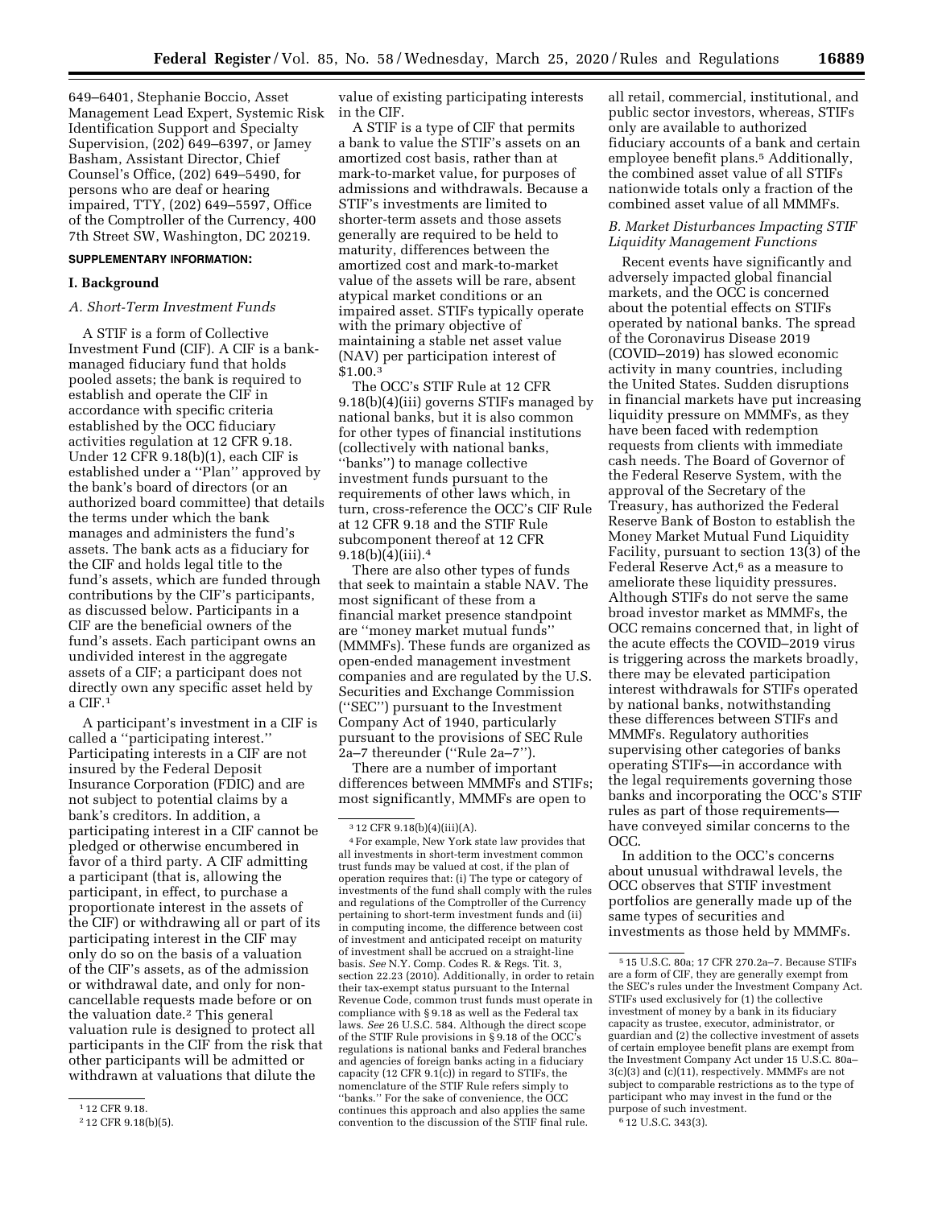649–6401, Stephanie Boccio, Asset Management Lead Expert, Systemic Risk Identification Support and Specialty Supervision, (202) 649–6397, or Jamey Basham, Assistant Director, Chief Counsel's Office, (202) 649–5490, for persons who are deaf or hearing impaired, TTY, (202) 649–5597, Office of the Comptroller of the Currency, 400 7th Street SW, Washington, DC 20219.

**SUPPLEMENTARY INFORMATION:**

## I. Background

### *A. Short-Term Investment Funds*

A STIF is a form of Collective Investment Fund (CIF). A CIF is a bank-managed fiduciary fund that holds pooled assets; the bank is required to establish and operate the CIF in accordance with specific criteria established by the OCC fiduciary activities regulation at 12 CFR 9.18. Under 12 CFR 9.18(b)(1), each CIF is established under a ''Plan'' approved by the bank's board of directors (or an authorized board committee) that details the terms under which the bank manages and administers the fund's assets. The bank acts as a fiduciary for the CIF and holds legal title to the fund's assets, which are funded through contributions by the CIF's participants, as discussed below. Participants in a CIF are the beneficial owners of the fund's assets. Each participant owns an undivided interest in the aggregate assets of a CIF; a participant does not directly own any specific asset held by a CIF.[1]

A participant's investment in a CIF is called a ''participating interest.'' Participating interests in a CIF are not insured by the Federal Deposit Insurance Corporation (FDIC) and are not subject to potential claims by a bank's creditors. In addition, a participating interest in a CIF cannot be pledged or otherwise encumbered in favor of a third party. A CIF admitting a participant (that is, allowing the participant, in effect, to purchase a proportionate interest in the assets of the CIF) or withdrawing all or part of its participating interest in the CIF may only do so on the basis of a valuation of the CIF's assets, as of the admission or withdrawal date, and only for non-cancellable requests made before or on the valuation date.[2] This general valuation rule is designed to protect all participants in the CIF from the risk that other participants will be admitted or withdrawn at valuations that dilute the value of existing participating interests in the CIF.

A STIF is a type of CIF that permits a bank to value the STIF's assets on an amortized cost basis, rather than at mark-to-market value, for purposes of admissions and withdrawals. Because a STIF's investments are limited to shorter-term assets and those assets generally are required to be held to maturity, differences between the amortized cost and mark-to-market value of the assets will be rare, absent atypical market conditions or an impaired asset. STIFs typically operate with the primary objective of maintaining a stable net asset value (NAV) per participation interest of $1.00.[3]

The OCC's STIF Rule at 12 CFR 9.18(b)(4)(iii) governs STIFs managed by national banks, but it is also common for other types of financial institutions (collectively with national banks, ''banks'') to manage collective investment funds pursuant to the requirements of other laws which, in turn, cross-reference the OCC's CIF Rule at 12 CFR 9.18 and the STIF Rule subcomponent thereof at 12 CFR 9.18(b)(4)(iii).[4]

There are also other types of funds that seek to maintain a stable NAV. The most significant of these from a financial market presence standpoint are ''money market mutual funds'' (MMMFs). These funds are organized as open-ended management investment companies and are regulated by the U.S. Securities and Exchange Commission (''SEC'') pursuant to the Investment Company Act of 1940, particularly pursuant to the provisions of SEC Rule 2a–7 thereunder (''Rule 2a–7'').

There are a number of important differences between MMMFs and STIFs; most significantly, MMMFs are open to all retail, commercial, institutional, and public sector investors, whereas, STIFs only are available to authorized fiduciary accounts of a bank and certain employee benefit plans.[5] Additionally, the combined asset value of all STIFs nationwide totals only a fraction of the combined asset value of all MMMFs.

### *B. Market Disturbances Impacting STIF Liquidity Management Functions*

Recent events have significantly and adversely impacted global financial markets, and the OCC is concerned about the potential effects on STIFs operated by national banks. The spread of the Coronavirus Disease 2019 (COVID–2019) has slowed economic activity in many countries, including the United States. Sudden disruptions in financial markets have put increasing liquidity pressure on MMMFs, as they have been faced with redemption requests from clients with immediate cash needs. The Board of Governor of the Federal Reserve System, with the approval of the Secretary of the Treasury, has authorized the Federal Reserve Bank of Boston to establish the Money Market Mutual Fund Liquidity Facility, pursuant to section 13(3) of the Federal Reserve Act,[6] as a measure to ameliorate these liquidity pressures. Although STIFs do not serve the same broad investor market as MMMFs, the OCC remains concerned that, in light of the acute effects the COVID–2019 virus is triggering across the markets broadly, there may be elevated participation interest withdrawals for STIFs operated by national banks, notwithstanding these differences between STIFs and MMMFs. Regulatory authorities supervising other categories of banks operating STIFs—in accordance with the legal requirements governing those banks and incorporating the OCC's STIF rules as part of those requirements—have conveyed similar concerns to the OCC.

In addition to the OCC's concerns about unusual withdrawal levels, the OCC observes that STIF investment portfolios are generally made up of the same types of securities and investments as those held by MMMFs.

---

[1] 12 CFR 9.18.

[2] 12 CFR 9.18(b)(5).

[3] 12 CFR 9.18(b)(4)(iii)(A).

[4] For example, New York state law provides that all investments in short-term investment common trust funds may be valued at cost, if the plan of operation requires that: (i) The type or category of investments of the fund shall comply with the rules and regulations of the Comptroller of the Currency pertaining to short-term investment funds and (ii) in computing income, the difference between cost of investment and anticipated receipt on maturity of investment shall be accrued on a straight-line basis. *See* N.Y. Comp. Codes R. & Regs. Tit. 3, section 22.23 (2010). Additionally, in order to retain their tax-exempt status pursuant to the Internal Revenue Code, common trust funds must operate in compliance with § 9.18 as well as the Federal tax laws. *See* 26 U.S.C. 584. Although the direct scope of the STIF Rule provisions in § 9.18 of the OCC's regulations is national banks and Federal branches and agencies of foreign banks acting in a fiduciary capacity (12 CFR 9.1(c)) in regard to STIFs, the nomenclature of the STIF Rule refers simply to ''banks.'' For the sake of convenience, the OCC continues this approach and also applies the same convention to the discussion of the STIF final rule.

[5] 15 U.S.C. 80a; 17 CFR 270.2a–7. Because STIFs are a form of CIF, they are generally exempt from the SEC's rules under the Investment Company Act. STIFs used exclusively for (1) the collective investment of money by a bank in its fiduciary capacity as trustee, executor, administrator, or guardian and (2) the collective investment of assets of certain employee benefit plans are exempt from the Investment Company Act under 15 U.S.C. 80a–3(c)(3) and (c)(11), respectively. MMMFs are not subject to comparable restrictions as to the type of participant who may invest in the fund or the purpose of such investment.

[6] 12 U.S.C. 343(3).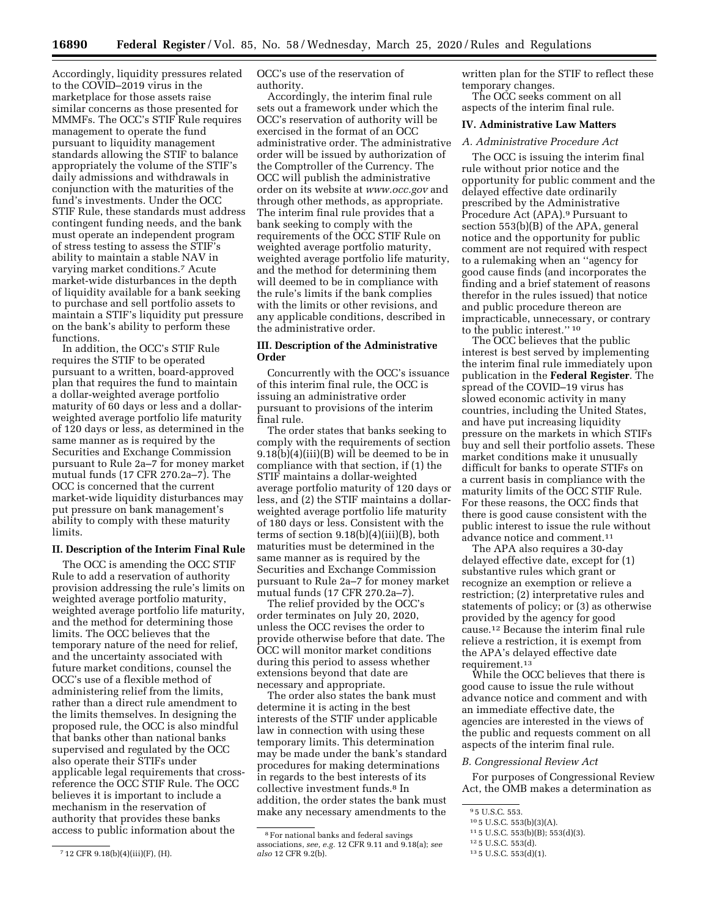Accordingly, liquidity pressures related to the COVID–2019 virus in the marketplace for those assets raise similar concerns as those presented for MMMFs. The OCC's STIF Rule requires management to operate the fund pursuant to liquidity management standards allowing the STIF to balance appropriately the volume of the STIF's daily admissions and withdrawals in conjunction with the maturities of the fund's investments. Under the OCC STIF Rule, these standards must address contingent funding needs, and the bank must operate an independent program of stress testing to assess the STIF's ability to maintain a stable NAV in varying market conditions.[7] Acute market-wide disturbances in the depth of liquidity available for a bank seeking to purchase and sell portfolio assets to maintain a STIF's liquidity put pressure on the bank's ability to perform these functions.

In addition, the OCC's STIF Rule requires the STIF to be operated pursuant to a written, board-approved plan that requires the fund to maintain a dollar-weighted average portfolio maturity of 60 days or less and a dollar-weighted average portfolio life maturity of 120 days or less, as determined in the same manner as is required by the Securities and Exchange Commission pursuant to Rule 2a–7 for money market mutual funds (17 CFR 270.2a–7). The OCC is concerned that the current market-wide liquidity disturbances may put pressure on bank management's ability to comply with these maturity limits.

## II. Description of the Interim Final Rule

The OCC is amending the OCC STIF Rule to add a reservation of authority provision addressing the rule's limits on weighted average portfolio maturity, weighted average portfolio life maturity, and the method for determining those limits. The OCC believes that the temporary nature of the need for relief, and the uncertainty associated with future market conditions, counsel the OCC's use of a flexible method of administering relief from the limits, rather than a direct rule amendment to the limits themselves. In designing the proposed rule, the OCC is also mindful that banks other than national banks supervised and regulated by the OCC also operate their STIFs under applicable legal requirements that cross-reference the OCC STIF Rule. The OCC believes it is important to include a mechanism in the reservation of authority that provides these banks access to public information about the OCC's use of the reservation of authority.

Accordingly, the interim final rule sets out a framework under which the OCC's reservation of authority will be exercised in the format of an OCC administrative order. The administrative order will be issued by authorization of the Comptroller of the Currency. The OCC will publish the administrative order on its website at *www.occ.gov* and through other methods, as appropriate. The interim final rule provides that a bank seeking to comply with the requirements of the OCC STIF Rule on weighted average portfolio maturity, weighted average portfolio life maturity, and the method for determining them will deemed to be in compliance with the rule's limits if the bank complies with the limits or other revisions, and any applicable conditions, described in the administrative order.

## III. Description of the Administrative Order

Concurrently with the OCC's issuance of this interim final rule, the OCC is issuing an administrative order pursuant to provisions of the interim final rule.

The order states that banks seeking to comply with the requirements of section 9.18(b)(4)(iii)(B) will be deemed to be in compliance with that section, if (1) the STIF maintains a dollar-weighted average portfolio maturity of 120 days or less, and (2) the STIF maintains a dollar-weighted average portfolio life maturity of 180 days or less. Consistent with the terms of section 9.18(b)(4)(iii)(B), both maturities must be determined in the same manner as is required by the Securities and Exchange Commission pursuant to Rule 2a–7 for money market mutual funds (17 CFR 270.2a–7).

The relief provided by the OCC's order terminates on July 20, 2020, unless the OCC revises the order to provide otherwise before that date. The OCC will monitor market conditions during this period to assess whether extensions beyond that date are necessary and appropriate.

The order also states the bank must determine it is acting in the best interests of the STIF under applicable law in connection with using these temporary limits. This determination may be made under the bank's standard procedures for making determinations in regards to the best interests of its collective investment funds.[8] In addition, the order states the bank must make any necessary amendments to the written plan for the STIF to reflect these temporary changes.

The OCC seeks comment on all aspects of the interim final rule.

## IV. Administrative Law Matters

### A. Administrative Procedure Act

The OCC is issuing the interim final rule without prior notice and the opportunity for public comment and the delayed effective date ordinarily prescribed by the Administrative Procedure Act (APA).[9] Pursuant to section 553(b)(B) of the APA, general notice and the opportunity for public comment are not required with respect to a rulemaking when an ''agency for good cause finds (and incorporates the finding and a brief statement of reasons therefor in the rules issued) that notice and public procedure thereon are impracticable, unnecessary, or contrary to the public interest.'' [10]

The OCC believes that the public interest is best served by implementing the interim final rule immediately upon publication in the **Federal Register**. The spread of the COVID–19 virus has slowed economic activity in many countries, including the United States, and have put increasing liquidity pressure on the markets in which STIFs buy and sell their portfolio assets. These market conditions make it unusually difficult for banks to operate STIFs on a current basis in compliance with the maturity limits of the OCC STIF Rule. For these reasons, the OCC finds that there is good cause consistent with the public interest to issue the rule without advance notice and comment.[11]

The APA also requires a 30-day delayed effective date, except for (1) substantive rules which grant or recognize an exemption or relieve a restriction; (2) interpretative rules and statements of policy; or (3) as otherwise provided by the agency for good cause.[12] Because the interim final rule relieve a restriction, it is exempt from the APA's delayed effective date requirement.[13]

While the OCC believes that there is good cause to issue the rule without advance notice and comment and with an immediate effective date, the agencies are interested in the views of the public and requests comment on all aspects of the interim final rule.

### B. Congressional Review Act

For purposes of Congressional Review Act, the OMB makes a determination as

---

[7] 12 CFR 9.18(b)(4)(iii)(F), (H).

[8] For national banks and federal savings associations, *see, e.g.* 12 CFR 9.11 and 9.18(a); *see also* 12 CFR 9.2(b).

[9] 5 U.S.C. 553.

[10] 5 U.S.C. 553(b)(3)(A).

[11] 5 U.S.C. 553(b)(B); 553(d)(3).

[12] 5 U.S.C. 553(d).

[13] 5 U.S.C. 553(d)(1).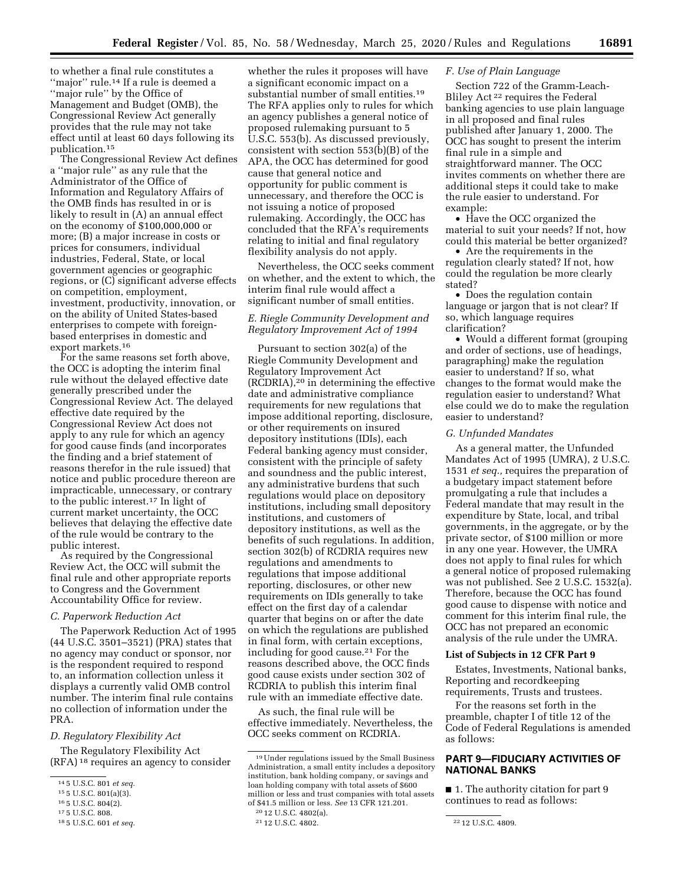to whether a final rule constitutes a "major" rule.[14] If a rule is deemed a "major rule" by the Office of Management and Budget (OMB), the Congressional Review Act generally provides that the rule may not take effect until at least 60 days following its publication.[15]

The Congressional Review Act defines a "major rule" as any rule that the Administrator of the Office of Information and Regulatory Affairs of the OMB finds has resulted in or is likely to result in (A) an annual effect on the economy of $100,000,000 or more; (B) a major increase in costs or prices for consumers, individual industries, Federal, State, or local government agencies or geographic regions, or (C) significant adverse effects on competition, employment, investment, productivity, innovation, or on the ability of United States-based enterprises to compete with foreign-based enterprises in domestic and export markets.[16]

For the same reasons set forth above, the OCC is adopting the interim final rule without the delayed effective date generally prescribed under the Congressional Review Act. The delayed effective date required by the Congressional Review Act does not apply to any rule for which an agency for good cause finds (and incorporates the finding and a brief statement of reasons therefor in the rule issued) that notice and public procedure thereon are impracticable, unnecessary, or contrary to the public interest.[17] In light of current market uncertainty, the OCC believes that delaying the effective date of the rule would be contrary to the public interest.

As required by the Congressional Review Act, the OCC will submit the final rule and other appropriate reports to Congress and the Government Accountability Office for review.

### C. Paperwork Reduction Act

The Paperwork Reduction Act of 1995 (44 U.S.C. 3501–3521) (PRA) states that no agency may conduct or sponsor, nor is the respondent required to respond to, an information collection unless it displays a currently valid OMB control number. The interim final rule contains no collection of information under the PRA.

### D. Regulatory Flexibility Act

The Regulatory Flexibility Act (RFA)[18] requires an agency to consider whether the rules it proposes will have a significant economic impact on a substantial number of small entities.[19] The RFA applies only to rules for which an agency publishes a general notice of proposed rulemaking pursuant to 5 U.S.C. 553(b). As discussed previously, consistent with section 553(b)(B) of the APA, the OCC has determined for good cause that general notice and opportunity for public comment is unnecessary, and therefore the OCC is not issuing a notice of proposed rulemaking. Accordingly, the OCC has concluded that the RFA's requirements relating to initial and final regulatory flexibility analysis do not apply.

Nevertheless, the OCC seeks comment on whether, and the extent to which, the interim final rule would affect a significant number of small entities.

### E. Riegle Community Development and Regulatory Improvement Act of 1994

Pursuant to section 302(a) of the Riegle Community Development and Regulatory Improvement Act (RCDRIA),[20] in determining the effective date and administrative compliance requirements for new regulations that impose additional reporting, disclosure, or other requirements on insured depository institutions (IDIs), each Federal banking agency must consider, consistent with the principle of safety and soundness and the public interest, any administrative burdens that such regulations would place on depository institutions, including small depository institutions, and customers of depository institutions, as well as the benefits of such regulations. In addition, section 302(b) of RCDRIA requires new regulations and amendments to regulations that impose additional reporting, disclosures, or other new requirements on IDIs generally to take effect on the first day of a calendar quarter that begins on or after the date on which the regulations are published in final form, with certain exceptions, including for good cause.[21] For the reasons described above, the OCC finds good cause exists under section 302 of RCDRIA to publish this interim final rule with an immediate effective date.

As such, the final rule will be effective immediately. Nevertheless, the OCC seeks comment on RCDRIA.

### F. Use of Plain Language

Section 722 of the Gramm-Leach-Bliley Act[22] requires the Federal banking agencies to use plain language in all proposed and final rules published after January 1, 2000. The OCC has sought to present the interim final rule in a simple and straightforward manner. The OCC invites comments on whether there are additional steps it could take to make the rule easier to understand. For example:

- Have the OCC organized the material to suit your needs? If not, how could this material be better organized?
- Are the requirements in the regulation clearly stated? If not, how could the regulation be more clearly stated?
- Does the regulation contain language or jargon that is not clear? If so, which language requires clarification?
- Would a different format (grouping and order of sections, use of headings, paragraphing) make the regulation easier to understand? If so, what changes to the format would make the regulation easier to understand? What else could we do to make the regulation easier to understand?

### G. Unfunded Mandates

As a general matter, the Unfunded Mandates Act of 1995 (UMRA), 2 U.S.C. 1531 *et seq.,* requires the preparation of a budgetary impact statement before promulgating a rule that includes a Federal mandate that may result in the expenditure by State, local, and tribal governments, in the aggregate, or by the private sector, of $100 million or more in any one year. However, the UMRA does not apply to final rules for which a general notice of proposed rulemaking was not published. See 2 U.S.C. 1532(a). Therefore, because the OCC has found good cause to dispense with notice and comment for this interim final rule, the OCC has not prepared an economic analysis of the rule under the UMRA.

## List of Subjects in 12 CFR Part 9

Estates, Investments, National banks, Reporting and recordkeeping requirements, Trusts and trustees.

For the reasons set forth in the preamble, chapter I of title 12 of the Code of Federal Regulations is amended as follows:

## PART 9—FIDUCIARY ACTIVITIES OF NATIONAL BANKS

■ 1. The authority citation for part 9 continues to read as follows:

---

[14] 5 U.S.C. 801 *et seq.*

[15] 5 U.S.C. 801(a)(3).

[16] 5 U.S.C. 804(2).

[17] 5 U.S.C. 808.

[18] 5 U.S.C. 601 *et seq.*

[19] Under regulations issued by the Small Business Administration, a small entity includes a depository institution, bank holding company, or savings and loan holding company with total assets of $600 million or less and trust companies with total assets of $41.5 million or less. *See* 13 CFR 121.201.

[20] 12 U.S.C. 4802(a).

[21] 12 U.S.C. 4802.

[22] 12 U.S.C. 4809.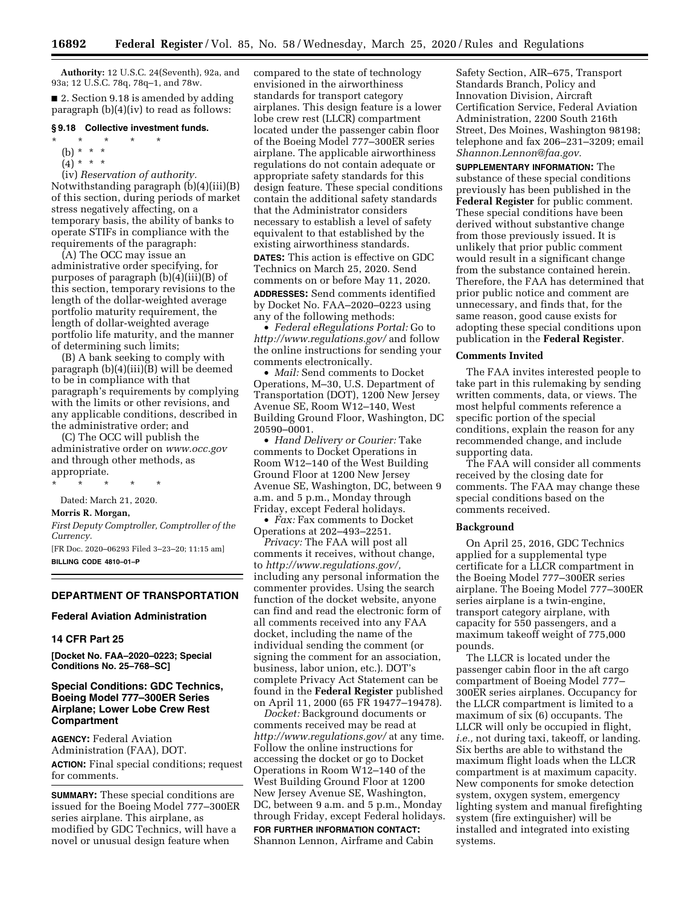**Authority:** 12 U.S.C. 24(Seventh), 92a, and 93a; 12 U.S.C. 78q, 78q–1, and 78w.

■ 2. Section 9.18 is amended by adding paragraph (b)(4)(iv) to read as follows:

**§ 9.18 Collective investment funds.**

\* \* \* \* \*

(b) \* \* \*

(4) \* \* \*

(iv) *Reservation of authority.* Notwithstanding paragraph (b)(4)(iii)(B) of this section, during periods of market stress negatively affecting, on a temporary basis, the ability of banks to operate STIFs in compliance with the requirements of the paragraph:

(A) The OCC may issue an administrative order specifying, for purposes of paragraph (b)(4)(iii)(B) of this section, temporary revisions to the length of the dollar-weighted average portfolio maturity requirement, the length of dollar-weighted average portfolio life maturity, and the manner of determining such limits;

(B) A bank seeking to comply with paragraph (b)(4)(iii)(B) will be deemed to be in compliance with that paragraph's requirements by complying with the limits or other revisions, and any applicable conditions, described in the administrative order; and

(C) The OCC will publish the administrative order on *www.occ.gov* and through other methods, as appropriate.

\* \* \* \* \*

Dated: March 21, 2020.

**Morris R. Morgan,**

*First Deputy Comptroller, Comptroller of the Currency.*

[FR Doc. 2020–06293 Filed 3–23–20; 11:15 am]

**BILLING CODE 4810–01–P**

---

**DEPARTMENT OF TRANSPORTATION**

**Federal Aviation Administration**

**14 CFR Part 25**

**[Docket No. FAA–2020–0223; Special Conditions No. 25–768–SC]**

## Special Conditions: GDC Technics, Boeing Model 777–300ER Series Airplane; Lower Lobe Crew Rest Compartment

**AGENCY:** Federal Aviation Administration (FAA), DOT.

**ACTION:** Final special conditions; request for comments.

**SUMMARY:** These special conditions are issued for the Boeing Model 777–300ER series airplane. This airplane, as modified by GDC Technics, will have a novel or unusual design feature when compared to the state of technology envisioned in the airworthiness standards for transport category airplanes. This design feature is a lower lobe crew rest (LLCR) compartment located under the passenger cabin floor of the Boeing Model 777–300ER series airplane. The applicable airworthiness regulations do not contain adequate or appropriate safety standards for this design feature. These special conditions contain the additional safety standards that the Administrator considers necessary to establish a level of safety equivalent to that established by the existing airworthiness standards.

**DATES:** This action is effective on GDC Technics on March 25, 2020. Send comments on or before May 11, 2020.

**ADDRESSES:** Send comments identified by Docket No. FAA–2020–0223 using any of the following methods:

- *Federal eRegulations Portal:* Go to *http://www.regulations.gov/* and follow the online instructions for sending your comments electronically.
- *Mail:* Send comments to Docket Operations, M–30, U.S. Department of Transportation (DOT), 1200 New Jersey Avenue SE, Room W12–140, West Building Ground Floor, Washington, DC 20590–0001.
- *Hand Delivery or Courier:* Take comments to Docket Operations in Room W12–140 of the West Building Ground Floor at 1200 New Jersey Avenue SE, Washington, DC, between 9 a.m. and 5 p.m., Monday through Friday, except Federal holidays.
- *Fax:* Fax comments to Docket Operations at 202–493–2251.

*Privacy:* The FAA will post all comments it receives, without change, to *http://www.regulations.gov/,* including any personal information the commenter provides. Using the search function of the docket website, anyone can find and read the electronic form of all comments received into any FAA docket, including the name of the individual sending the comment (or signing the comment for an association, business, labor union, etc.). DOT's complete Privacy Act Statement can be found in the **Federal Register** published on April 11, 2000 (65 FR 19477–19478).

*Docket:* Background documents or comments received may be read at *http://www.regulations.gov/* at any time. Follow the online instructions for accessing the docket or go to Docket Operations in Room W12–140 of the West Building Ground Floor at 1200 New Jersey Avenue SE, Washington, DC, between 9 a.m. and 5 p.m., Monday through Friday, except Federal holidays.

**FOR FURTHER INFORMATION CONTACT:** Shannon Lennon, Airframe and Cabin Safety Section, AIR–675, Transport Standards Branch, Policy and Innovation Division, Aircraft Certification Service, Federal Aviation Administration, 2200 South 216th Street, Des Moines, Washington 98198; telephone and fax 206–231–3209; email *Shannon.Lennon@faa.gov.*

**SUPPLEMENTARY INFORMATION:** The substance of these special conditions previously has been published in the **Federal Register** for public comment. These special conditions have been derived without substantive change from those previously issued. It is unlikely that prior public comment would result in a significant change from the substance contained herein. Therefore, the FAA has determined that prior public notice and comment are unnecessary, and finds that, for the same reason, good cause exists for adopting these special conditions upon publication in the **Federal Register**.

### Comments Invited

The FAA invites interested people to take part in this rulemaking by sending written comments, data, or views. The most helpful comments reference a specific portion of the special conditions, explain the reason for any recommended change, and include supporting data.

The FAA will consider all comments received by the closing date for comments. The FAA may change these special conditions based on the comments received.

### Background

On April 25, 2016, GDC Technics applied for a supplemental type certificate for a LLCR compartment in the Boeing Model 777–300ER series airplane. The Boeing Model 777–300ER series airplane is a twin-engine, transport category airplane, with capacity for 550 passengers, and a maximum takeoff weight of 775,000 pounds.

The LLCR is located under the passenger cabin floor in the aft cargo compartment of Boeing Model 777–300ER series airplanes. Occupancy for the LLCR compartment is limited to a maximum of six (6) occupants. The LLCR will only be occupied in flight, *i.e.,* not during taxi, takeoff, or landing. Six berths are able to withstand the maximum flight loads when the LLCR compartment is at maximum capacity. New components for smoke detection system, oxygen system, emergency lighting system and manual firefighting system (fire extinguisher) will be installed and integrated into existing systems.